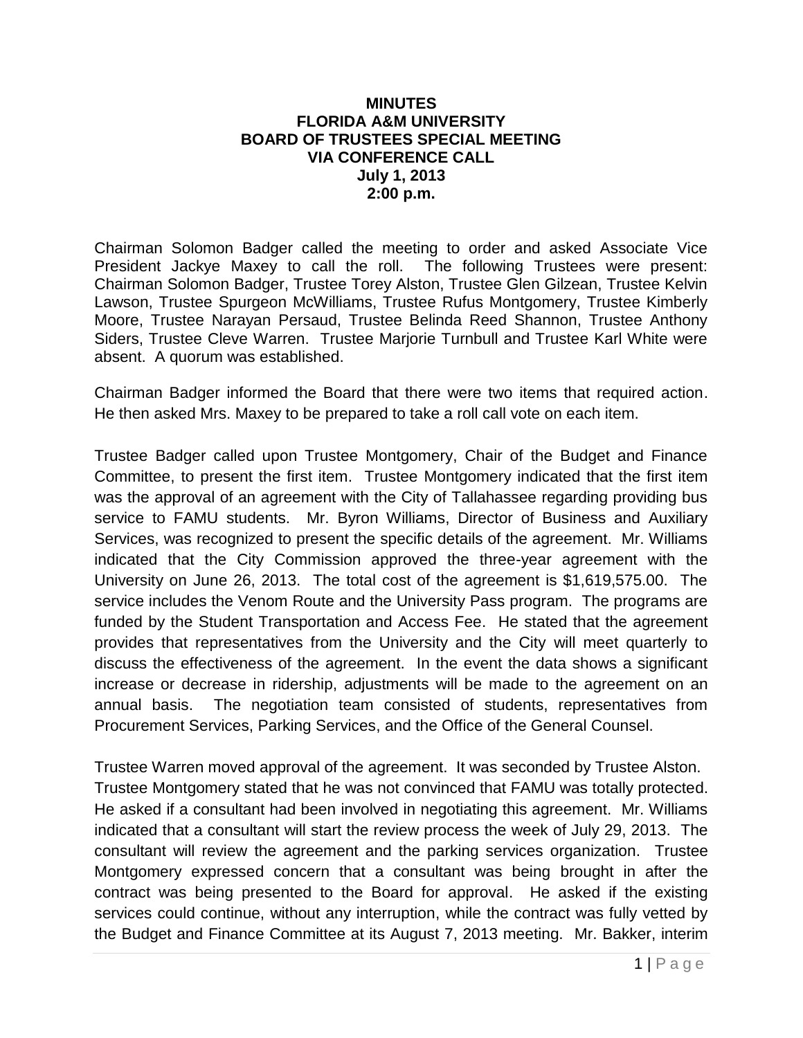# MINUTES
# FLORIDA A&M UNIVERSITY
# BOARD OF TRUSTEES SPECIAL MEETING
# VIA CONFERENCE CALL
# July 1, 2013
# 2:00 p.m.

Chairman Solomon Badger called the meeting to order and asked Associate Vice President Jackye Maxey to call the roll. The following Trustees were present: Chairman Solomon Badger, Trustee Torey Alston, Trustee Glen Gilzean, Trustee Kelvin Lawson, Trustee Spurgeon McWilliams, Trustee Rufus Montgomery, Trustee Kimberly Moore, Trustee Narayan Persaud, Trustee Belinda Reed Shannon, Trustee Anthony Siders, Trustee Cleve Warren. Trustee Marjorie Turnbull and Trustee Karl White were absent. A quorum was established.

Chairman Badger informed the Board that there were two items that required action. He then asked Mrs. Maxey to be prepared to take a roll call vote on each item.

Trustee Badger called upon Trustee Montgomery, Chair of the Budget and Finance Committee, to present the first item. Trustee Montgomery indicated that the first item was the approval of an agreement with the City of Tallahassee regarding providing bus service to FAMU students. Mr. Byron Williams, Director of Business and Auxiliary Services, was recognized to present the specific details of the agreement. Mr. Williams indicated that the City Commission approved the three-year agreement with the University on June 26, 2013. The total cost of the agreement is $1,619,575.00. The service includes the Venom Route and the University Pass program. The programs are funded by the Student Transportation and Access Fee. He stated that the agreement provides that representatives from the University and the City will meet quarterly to discuss the effectiveness of the agreement. In the event the data shows a significant increase or decrease in ridership, adjustments will be made to the agreement on an annual basis. The negotiation team consisted of students, representatives from Procurement Services, Parking Services, and the Office of the General Counsel.

Trustee Warren moved approval of the agreement. It was seconded by Trustee Alston. Trustee Montgomery stated that he was not convinced that FAMU was totally protected. He asked if a consultant had been involved in negotiating this agreement. Mr. Williams indicated that a consultant will start the review process the week of July 29, 2013. The consultant will review the agreement and the parking services organization. Trustee Montgomery expressed concern that a consultant was being brought in after the contract was being presented to the Board for approval. He asked if the existing services could continue, without any interruption, while the contract was fully vetted by the Budget and Finance Committee at its August 7, 2013 meeting. Mr. Bakker, interim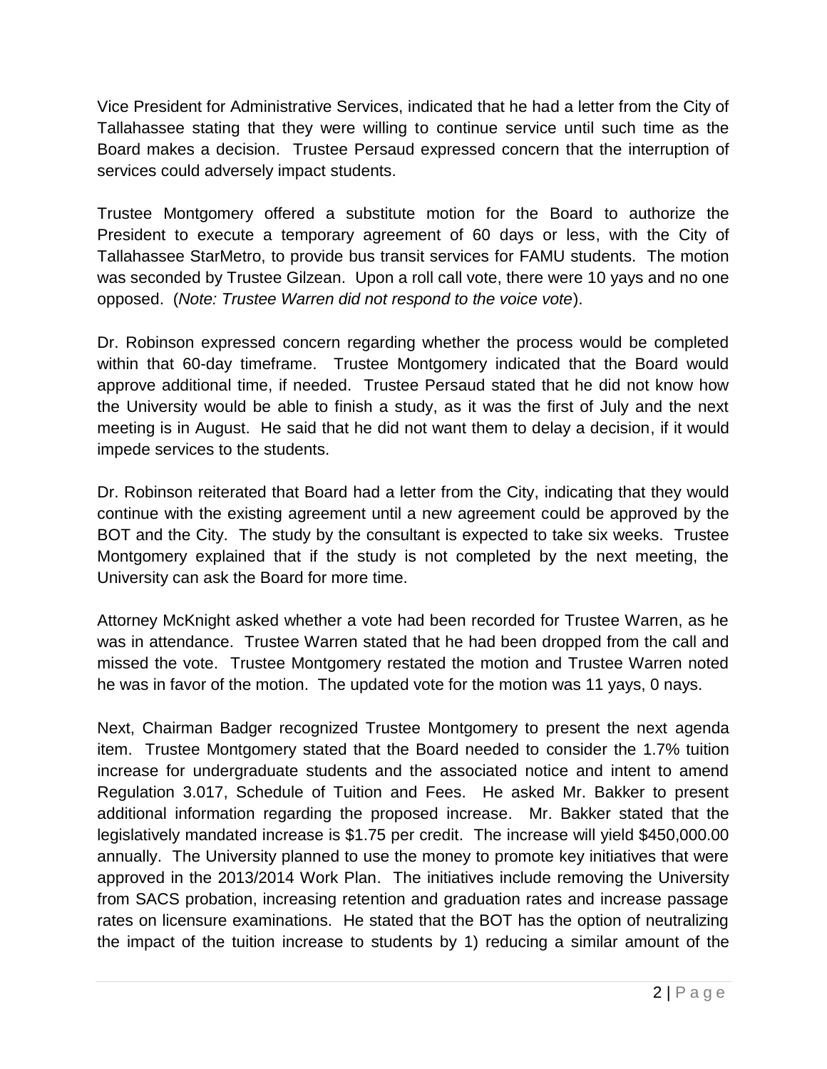Vice President for Administrative Services, indicated that he had a letter from the City of Tallahassee stating that they were willing to continue service until such time as the Board makes a decision. Trustee Persaud expressed concern that the interruption of services could adversely impact students.

Trustee Montgomery offered a substitute motion for the Board to authorize the President to execute a temporary agreement of 60 days or less, with the City of Tallahassee StarMetro, to provide bus transit services for FAMU students. The motion was seconded by Trustee Gilzean. Upon a roll call vote, there were 10 yays and no one opposed. (*Note: Trustee Warren did not respond to the voice vote*).

Dr. Robinson expressed concern regarding whether the process would be completed within that 60-day timeframe. Trustee Montgomery indicated that the Board would approve additional time, if needed. Trustee Persaud stated that he did not know how the University would be able to finish a study, as it was the first of July and the next meeting is in August. He said that he did not want them to delay a decision, if it would impede services to the students.

Dr. Robinson reiterated that Board had a letter from the City, indicating that they would continue with the existing agreement until a new agreement could be approved by the BOT and the City. The study by the consultant is expected to take six weeks. Trustee Montgomery explained that if the study is not completed by the next meeting, the University can ask the Board for more time.

Attorney McKnight asked whether a vote had been recorded for Trustee Warren, as he was in attendance. Trustee Warren stated that he had been dropped from the call and missed the vote. Trustee Montgomery restated the motion and Trustee Warren noted he was in favor of the motion. The updated vote for the motion was 11 yays, 0 nays.

Next, Chairman Badger recognized Trustee Montgomery to present the next agenda item. Trustee Montgomery stated that the Board needed to consider the 1.7% tuition increase for undergraduate students and the associated notice and intent to amend Regulation 3.017, Schedule of Tuition and Fees. He asked Mr. Bakker to present additional information regarding the proposed increase. Mr. Bakker stated that the legislatively mandated increase is $1.75 per credit. The increase will yield $450,000.00 annually. The University planned to use the money to promote key initiatives that were approved in the 2013/2014 Work Plan. The initiatives include removing the University from SACS probation, increasing retention and graduation rates and increase passage rates on licensure examinations. He stated that the BOT has the option of neutralizing the impact of the tuition increase to students by 1) reducing a similar amount of the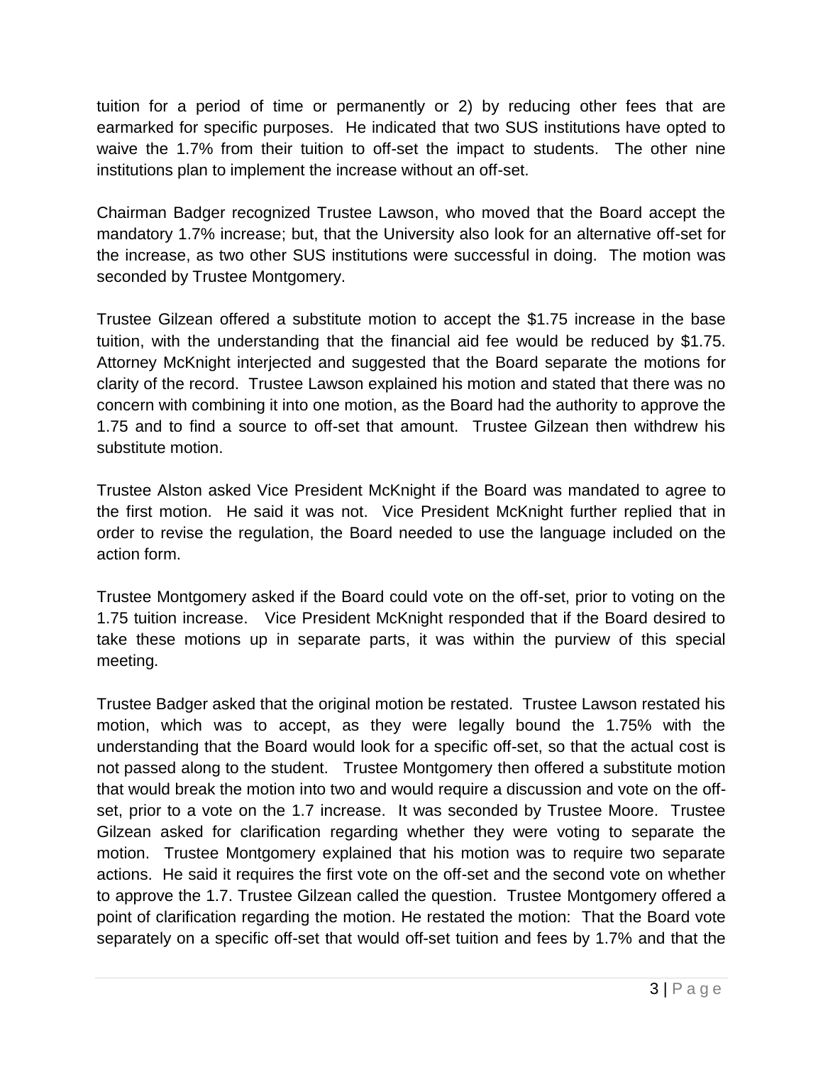tuition for a period of time or permanently or 2) by reducing other fees that are earmarked for specific purposes. He indicated that two SUS institutions have opted to waive the 1.7% from their tuition to off-set the impact to students. The other nine institutions plan to implement the increase without an off-set.

Chairman Badger recognized Trustee Lawson, who moved that the Board accept the mandatory 1.7% increase; but, that the University also look for an alternative off-set for the increase, as two other SUS institutions were successful in doing. The motion was seconded by Trustee Montgomery.

Trustee Gilzean offered a substitute motion to accept the $1.75 increase in the base tuition, with the understanding that the financial aid fee would be reduced by $1.75. Attorney McKnight interjected and suggested that the Board separate the motions for clarity of the record. Trustee Lawson explained his motion and stated that there was no concern with combining it into one motion, as the Board had the authority to approve the 1.75 and to find a source to off-set that amount. Trustee Gilzean then withdrew his substitute motion.

Trustee Alston asked Vice President McKnight if the Board was mandated to agree to the first motion. He said it was not. Vice President McKnight further replied that in order to revise the regulation, the Board needed to use the language included on the action form.

Trustee Montgomery asked if the Board could vote on the off-set, prior to voting on the 1.75 tuition increase. Vice President McKnight responded that if the Board desired to take these motions up in separate parts, it was within the purview of this special meeting.

Trustee Badger asked that the original motion be restated. Trustee Lawson restated his motion, which was to accept, as they were legally bound the 1.75% with the understanding that the Board would look for a specific off-set, so that the actual cost is not passed along to the student. Trustee Montgomery then offered a substitute motion that would break the motion into two and would require a discussion and vote on the off-set, prior to a vote on the 1.7 increase. It was seconded by Trustee Moore. Trustee Gilzean asked for clarification regarding whether they were voting to separate the motion. Trustee Montgomery explained that his motion was to require two separate actions. He said it requires the first vote on the off-set and the second vote on whether to approve the 1.7. Trustee Gilzean called the question. Trustee Montgomery offered a point of clarification regarding the motion. He restated the motion: That the Board vote separately on a specific off-set that would off-set tuition and fees by 1.7% and that the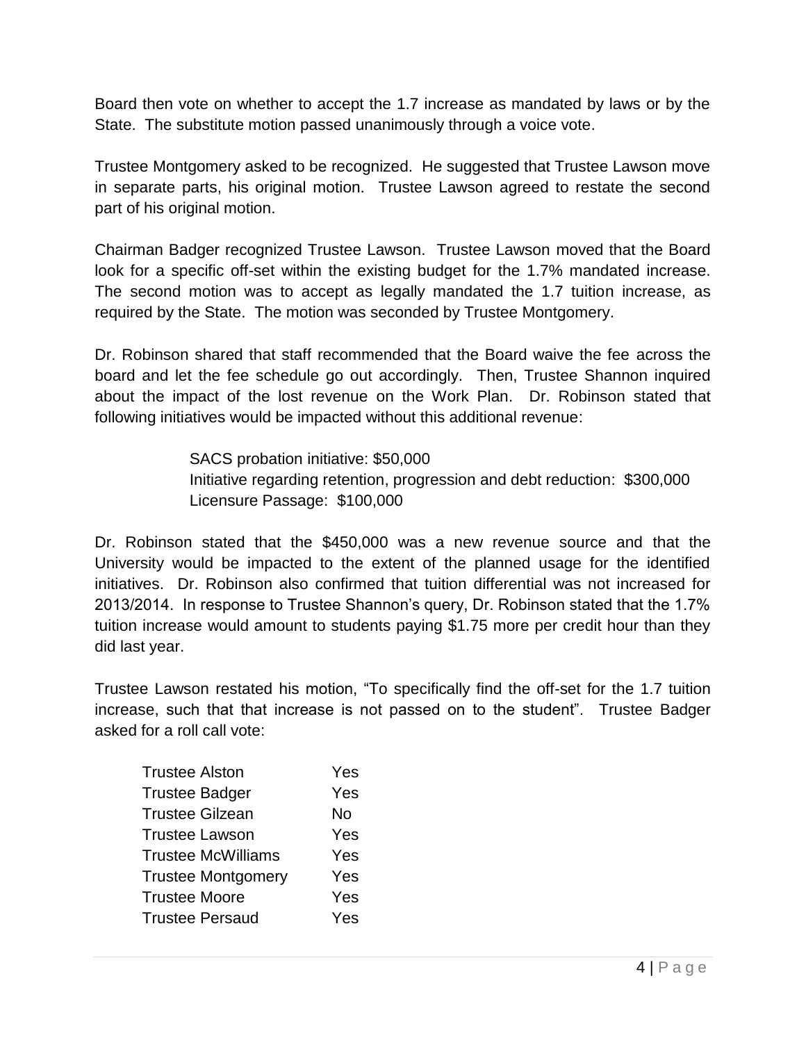Board then vote on whether to accept the 1.7 increase as mandated by laws or by the State. The substitute motion passed unanimously through a voice vote.

Trustee Montgomery asked to be recognized. He suggested that Trustee Lawson move in separate parts, his original motion. Trustee Lawson agreed to restate the second part of his original motion.

Chairman Badger recognized Trustee Lawson. Trustee Lawson moved that the Board look for a specific off-set within the existing budget for the 1.7% mandated increase. The second motion was to accept as legally mandated the 1.7 tuition increase, as required by the State. The motion was seconded by Trustee Montgomery.

Dr. Robinson shared that staff recommended that the Board waive the fee across the board and let the fee schedule go out accordingly. Then, Trustee Shannon inquired about the impact of the lost revenue on the Work Plan. Dr. Robinson stated that following initiatives would be impacted without this additional revenue:

SACS probation initiative: $50,000
Initiative regarding retention, progression and debt reduction: $300,000
Licensure Passage: $100,000

Dr. Robinson stated that the $450,000 was a new revenue source and that the University would be impacted to the extent of the planned usage for the identified initiatives. Dr. Robinson also confirmed that tuition differential was not increased for 2013/2014. In response to Trustee Shannon's query, Dr. Robinson stated that the 1.7% tuition increase would amount to students paying $1.75 more per credit hour than they did last year.

Trustee Lawson restated his motion, "To specifically find the off-set for the 1.7 tuition increase, such that that increase is not passed on to the student". Trustee Badger asked for a roll call vote:

| | |
|---|---|
| Trustee Alston | Yes |
| Trustee Badger | Yes |
| Trustee Gilzean | No |
| Trustee Lawson | Yes |
| Trustee McWilliams | Yes |
| Trustee Montgomery | Yes |
| Trustee Moore | Yes |
| Trustee Persaud | Yes |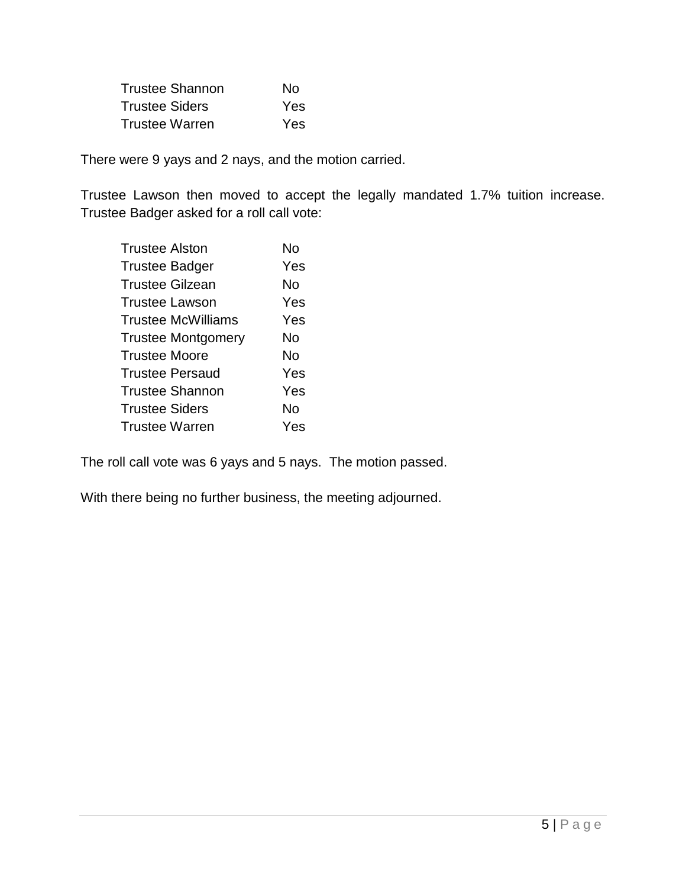| | |
|---|---|
| Trustee Shannon | No |
| Trustee Siders | Yes |
| Trustee Warren | Yes |

There were 9 yays and 2 nays, and the motion carried.

Trustee Lawson then moved to accept the legally mandated 1.7% tuition increase. Trustee Badger asked for a roll call vote:

| | |
|---|---|
| Trustee Alston | No |
| Trustee Badger | Yes |
| Trustee Gilzean | No |
| Trustee Lawson | Yes |
| Trustee McWilliams | Yes |
| Trustee Montgomery | No |
| Trustee Moore | No |
| Trustee Persaud | Yes |
| Trustee Shannon | Yes |
| Trustee Siders | No |
| Trustee Warren | Yes |

The roll call vote was 6 yays and 5 nays. The motion passed.

With there being no further business, the meeting adjourned.